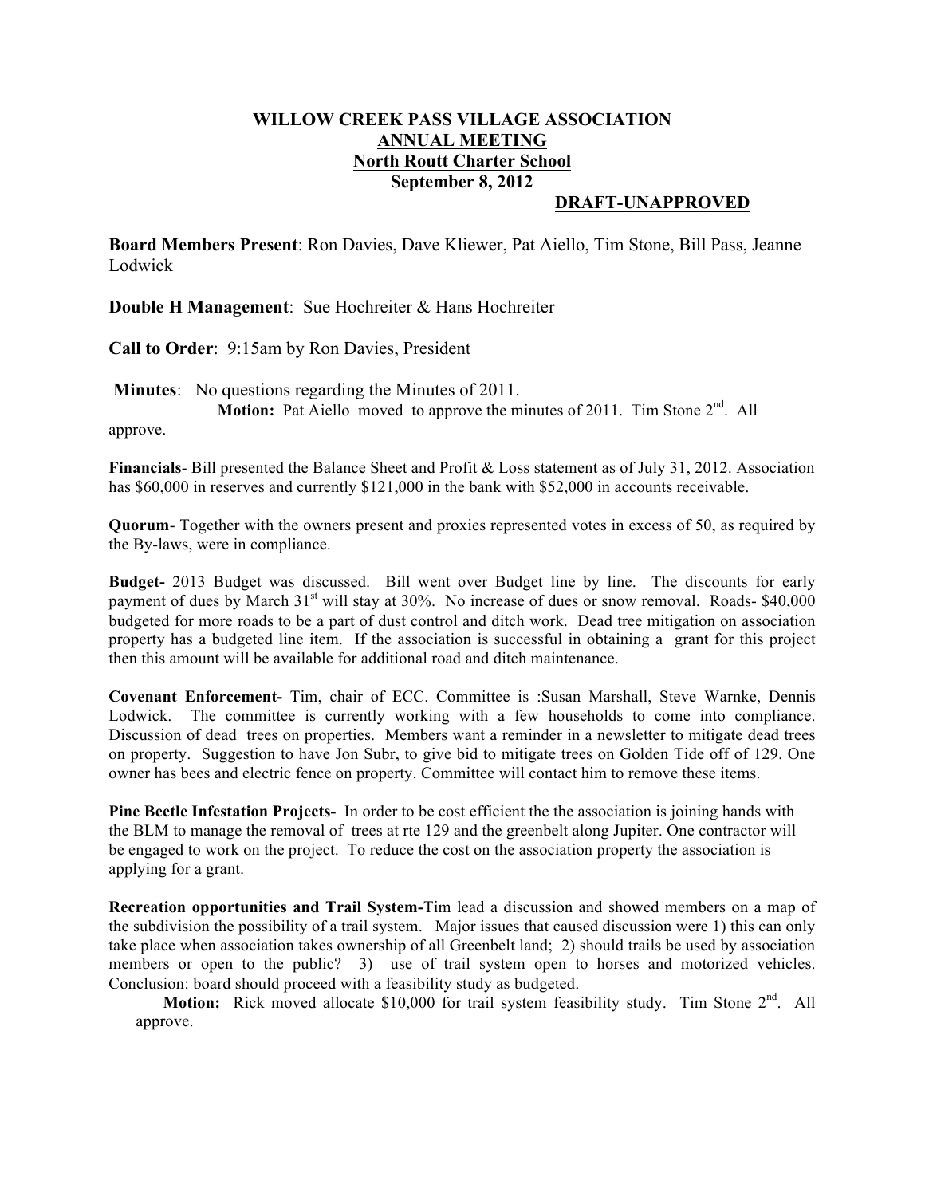# WILLOW CREEK PASS VILLAGE ASSOCIATION
## ANNUAL MEETING
## North Routt Charter School
## September 8, 2012

**DRAFT-UNAPPROVED**

**Board Members Present**: Ron Davies, Dave Kliewer, Pat Aiello, Tim Stone, Bill Pass, Jeanne Lodwick

**Double H Management**: Sue Hochreiter & Hans Hochreiter

**Call to Order**: 9:15am by Ron Davies, President

**Minutes**: No questions regarding the Minutes of 2011.

**Motion:** Pat Aiello moved to approve the minutes of 2011. Tim Stone 2nd. All approve.

**Financials**- Bill presented the Balance Sheet and Profit & Loss statement as of July 31, 2012. Association has $60,000 in reserves and currently $121,000 in the bank with $52,000 in accounts receivable.

**Quorum**- Together with the owners present and proxies represented votes in excess of 50, as required by the By-laws, were in compliance.

**Budget-** 2013 Budget was discussed. Bill went over Budget line by line. The discounts for early payment of dues by March 31st will stay at 30%. No increase of dues or snow removal. Roads- $40,000 budgeted for more roads to be a part of dust control and ditch work. Dead tree mitigation on association property has a budgeted line item. If the association is successful in obtaining a grant for this project then this amount will be available for additional road and ditch maintenance.

**Covenant Enforcement-** Tim, chair of ECC. Committee is :Susan Marshall, Steve Warnke, Dennis Lodwick. The committee is currently working with a few households to come into compliance. Discussion of dead trees on properties. Members want a reminder in a newsletter to mitigate dead trees on property. Suggestion to have Jon Subr, to give bid to mitigate trees on Golden Tide off of 129. One owner has bees and electric fence on property. Committee will contact him to remove these items.

**Pine Beetle Infestation Projects-** In order to be cost efficient the the association is joining hands with the BLM to manage the removal of trees at rte 129 and the greenbelt along Jupiter. One contractor will be engaged to work on the project. To reduce the cost on the association property the association is applying for a grant.

**Recreation opportunities and Trail System-**Tim lead a discussion and showed members on a map of the subdivision the possibility of a trail system. Major issues that caused discussion were 1) this can only take place when association takes ownership of all Greenbelt land; 2) should trails be used by association members or open to the public? 3) use of trail system open to horses and motorized vehicles. Conclusion: board should proceed with a feasibility study as budgeted.

**Motion:** Rick moved allocate $10,000 for trail system feasibility study. Tim Stone 2nd. All approve.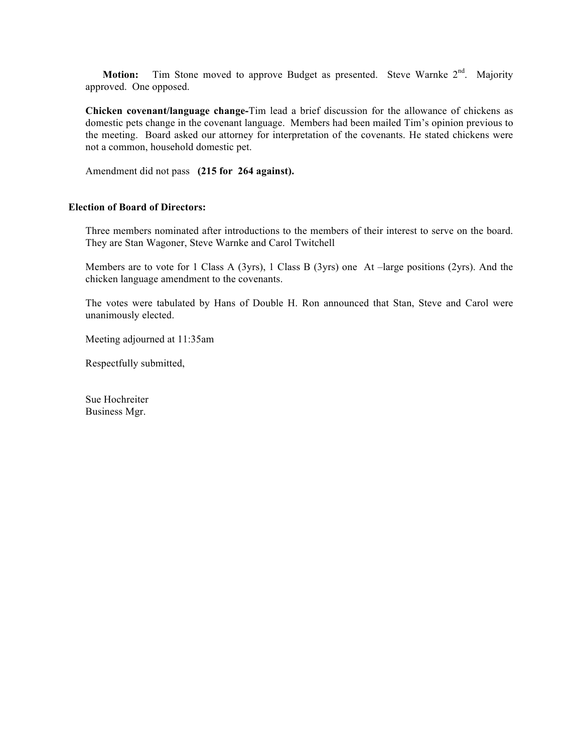**Motion:** Tim Stone moved to approve Budget as presented. Steve Warnke 2nd. Majority approved. One opposed.

**Chicken covenant/language change-**Tim lead a brief discussion for the allowance of chickens as domestic pets change in the covenant language. Members had been mailed Tim's opinion previous to the meeting. Board asked our attorney for interpretation of the covenants. He stated chickens were not a common, household domestic pet.

Amendment did not pass **(215 for 264 against).**

**Election of Board of Directors:**

Three members nominated after introductions to the members of their interest to serve on the board. They are Stan Wagoner, Steve Warnke and Carol Twitchell

Members are to vote for 1 Class A (3yrs), 1 Class B (3yrs) one At –large positions (2yrs). And the chicken language amendment to the covenants.

The votes were tabulated by Hans of Double H. Ron announced that Stan, Steve and Carol were unanimously elected.

Meeting adjourned at 11:35am

Respectfully submitted,

Sue Hochreiter
Business Mgr.